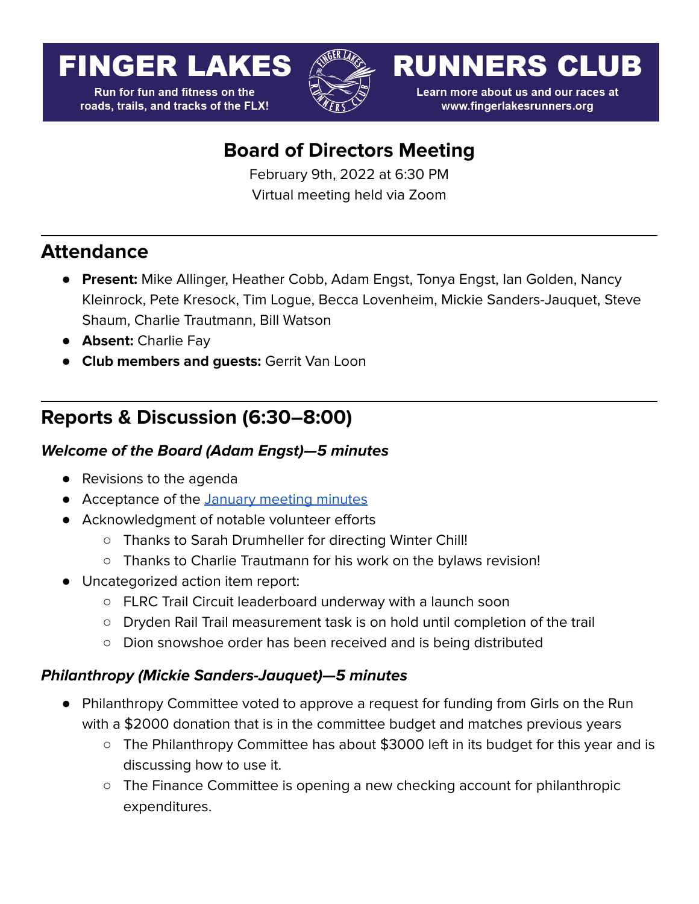# FINGER LAKES RUNNERS CLUB

Run for fun and fitness on the roads, trails, and tracks of the FLX!

Learn more about us and our races at www.fingerlakesrunners.org

## Board of Directors Meeting

February 9th, 2022 at 6:30 PM

Virtual meeting held via Zoom

## Attendance

- **Present:** Mike Allinger, Heather Cobb, Adam Engst, Tonya Engst, Ian Golden, Nancy Kleinrock, Pete Kresock, Tim Logue, Becca Lovenheim, Mickie Sanders-Jauquet, Steve Shaum, Charlie Trautmann, Bill Watson
- **Absent:** Charlie Fay
- **Club members and guests:** Gerrit Van Loon

## Reports & Discussion (6:30–8:00)

### *Welcome of the Board (Adam Engst)—5 minutes*

- Revisions to the agenda
- Acceptance of the January meeting minutes
- Acknowledgment of notable volunteer efforts
  - Thanks to Sarah Drumheller for directing Winter Chill!
  - Thanks to Charlie Trautmann for his work on the bylaws revision!
- Uncategorized action item report:
  - FLRC Trail Circuit leaderboard underway with a launch soon
  - Dryden Rail Trail measurement task is on hold until completion of the trail
  - Dion snowshoe order has been received and is being distributed

### *Philanthropy (Mickie Sanders-Jauquet)—5 minutes*

- Philanthropy Committee voted to approve a request for funding from Girls on the Run with a $2000 donation that is in the committee budget and matches previous years
  - The Philanthropy Committee has about $3000 left in its budget for this year and is discussing how to use it.
  - The Finance Committee is opening a new checking account for philanthropic expenditures.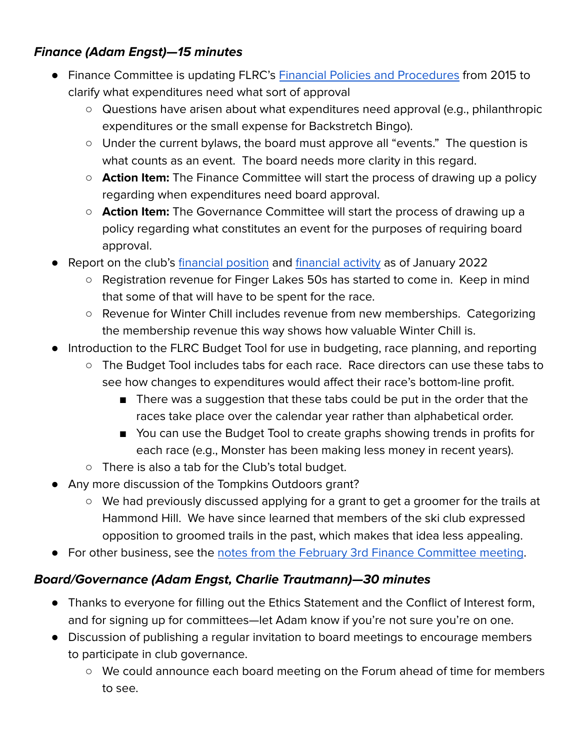### ***Finance (Adam Engst)—15 minutes***

- Finance Committee is updating FLRC's Financial Policies and Procedures from 2015 to clarify what expenditures need what sort of approval
    - Questions have arisen about what expenditures need approval (e.g., philanthropic expenditures or the small expense for Backstretch Bingo).
    - Under the current bylaws, the board must approve all "events." The question is what counts as an event. The board needs more clarity in this regard.
    - **Action Item:** The Finance Committee will start the process of drawing up a policy regarding when expenditures need board approval.
    - **Action Item:** The Governance Committee will start the process of drawing up a policy regarding what constitutes an event for the purposes of requiring board approval.
- Report on the club's financial position and financial activity as of January 2022
    - Registration revenue for Finger Lakes 50s has started to come in. Keep in mind that some of that will have to be spent for the race.
    - Revenue for Winter Chill includes revenue from new memberships. Categorizing the membership revenue this way shows how valuable Winter Chill is.
- Introduction to the FLRC Budget Tool for use in budgeting, race planning, and reporting
    - The Budget Tool includes tabs for each race. Race directors can use these tabs to see how changes to expenditures would affect their race's bottom-line profit.
        - There was a suggestion that these tabs could be put in the order that the races take place over the calendar year rather than alphabetical order.
        - You can use the Budget Tool to create graphs showing trends in profits for each race (e.g., Monster has been making less money in recent years).
    - There is also a tab for the Club's total budget.
- Any more discussion of the Tompkins Outdoors grant?
    - We had previously discussed applying for a grant to get a groomer for the trails at Hammond Hill. We have since learned that members of the ski club expressed opposition to groomed trails in the past, which makes that idea less appealing.
- For other business, see the notes from the February 3rd Finance Committee meeting.

### ***Board/Governance (Adam Engst, Charlie Trautmann)—30 minutes***

- Thanks to everyone for filling out the Ethics Statement and the Conflict of Interest form, and for signing up for committees—let Adam know if you're not sure you're on one.
- Discussion of publishing a regular invitation to board meetings to encourage members to participate in club governance.
    - We could announce each board meeting on the Forum ahead of time for members to see.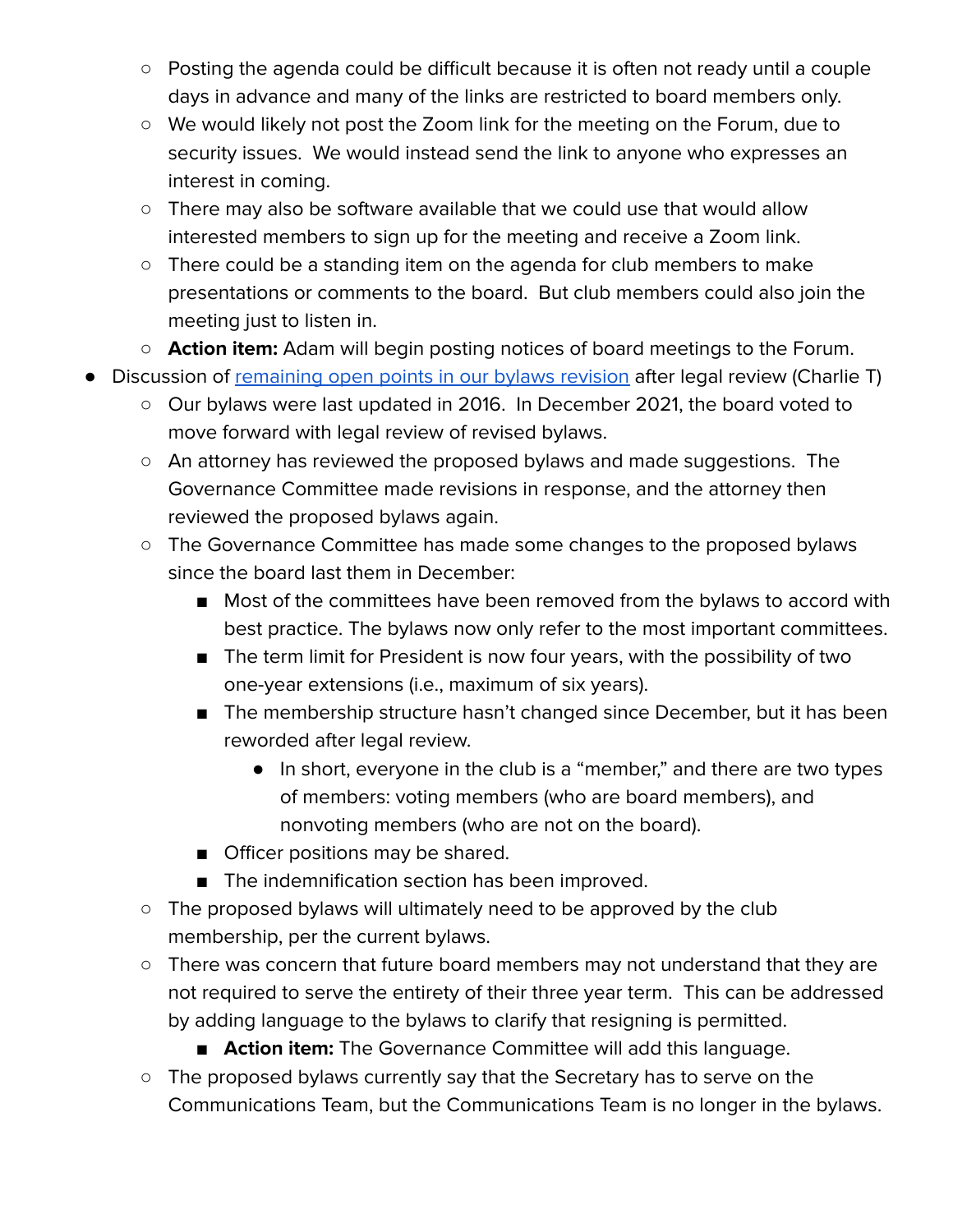- Posting the agenda could be difficult because it is often not ready until a couple days in advance and many of the links are restricted to board members only.
    - We would likely not post the Zoom link for the meeting on the Forum, due to security issues. We would instead send the link to anyone who expresses an interest in coming.
    - There may also be software available that we could use that would allow interested members to sign up for the meeting and receive a Zoom link.
    - There could be a standing item on the agenda for club members to make presentations or comments to the board. But club members could also join the meeting just to listen in.
    - **Action item:** Adam will begin posting notices of board meetings to the Forum.
- Discussion of remaining open points in our bylaws revision after legal review (Charlie T)
    - Our bylaws were last updated in 2016. In December 2021, the board voted to move forward with legal review of revised bylaws.
    - An attorney has reviewed the proposed bylaws and made suggestions. The Governance Committee made revisions in response, and the attorney then reviewed the proposed bylaws again.
    - The Governance Committee has made some changes to the proposed bylaws since the board last them in December:
        - Most of the committees have been removed from the bylaws to accord with best practice. The bylaws now only refer to the most important committees.
        - The term limit for President is now four years, with the possibility of two one-year extensions (i.e., maximum of six years).
        - The membership structure hasn't changed since December, but it has been reworded after legal review.
            - In short, everyone in the club is a "member," and there are two types of members: voting members (who are board members), and nonvoting members (who are not on the board).
        - Officer positions may be shared.
        - The indemnification section has been improved.
    - The proposed bylaws will ultimately need to be approved by the club membership, per the current bylaws.
    - There was concern that future board members may not understand that they are not required to serve the entirety of their three year term. This can be addressed by adding language to the bylaws to clarify that resigning is permitted.
        - **Action item:** The Governance Committee will add this language.
    - The proposed bylaws currently say that the Secretary has to serve on the Communications Team, but the Communications Team is no longer in the bylaws.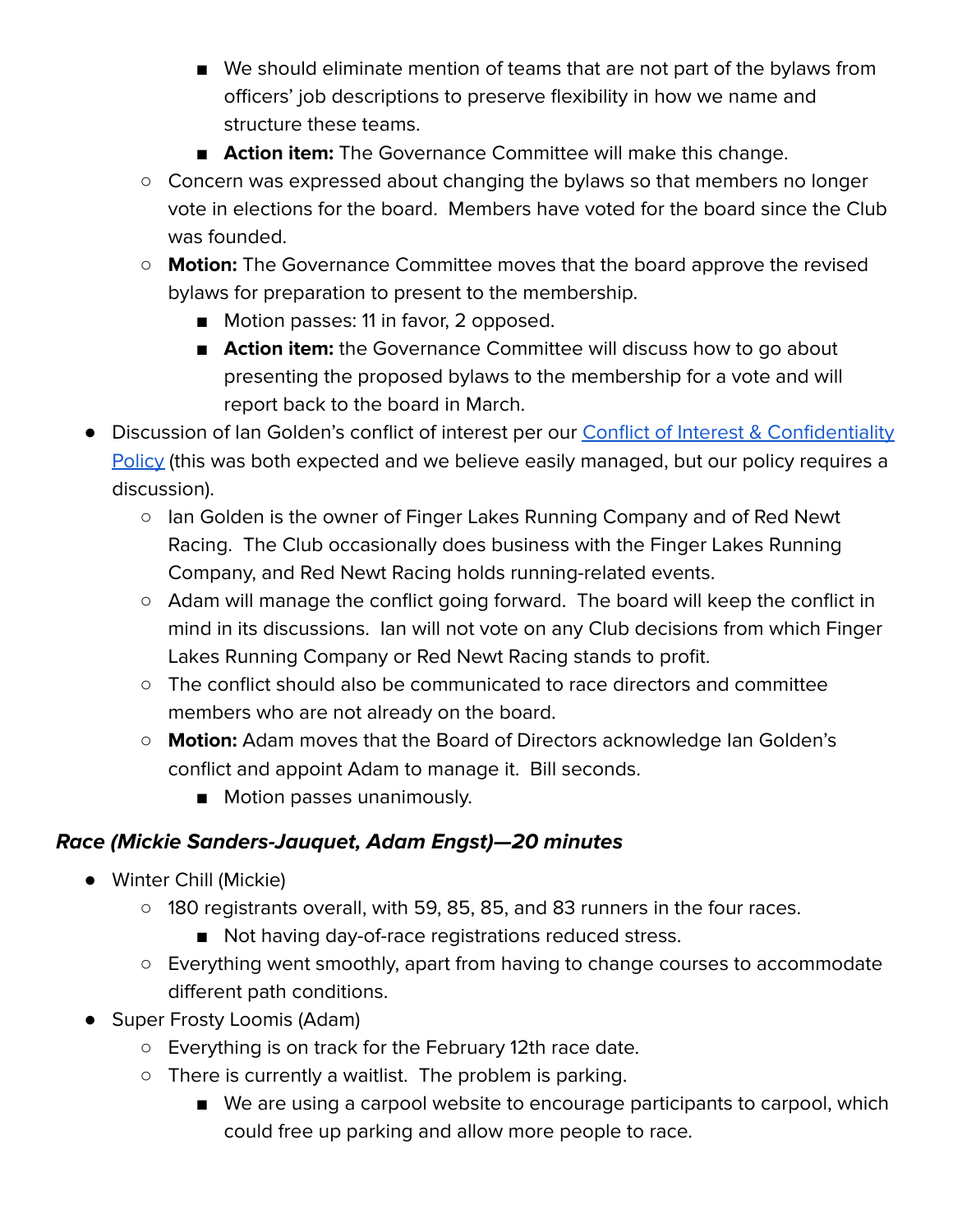- We should eliminate mention of teams that are not part of the bylaws from officers' job descriptions to preserve flexibility in how we name and structure these teams.
        - **Action item:** The Governance Committee will make this change.
    - Concern was expressed about changing the bylaws so that members no longer vote in elections for the board. Members have voted for the board since the Club was founded.
    - **Motion:** The Governance Committee moves that the board approve the revised bylaws for preparation to present to the membership.
        - Motion passes: 11 in favor, 2 opposed.
        - **Action item:** the Governance Committee will discuss how to go about presenting the proposed bylaws to the membership for a vote and will report back to the board in March.
- Discussion of Ian Golden's conflict of interest per our [Conflict of Interest & Confidentiality Policy]() (this was both expected and we believe easily managed, but our policy requires a discussion).
    - Ian Golden is the owner of Finger Lakes Running Company and of Red Newt Racing. The Club occasionally does business with the Finger Lakes Running Company, and Red Newt Racing holds running-related events.
    - Adam will manage the conflict going forward. The board will keep the conflict in mind in its discussions. Ian will not vote on any Club decisions from which Finger Lakes Running Company or Red Newt Racing stands to profit.
    - The conflict should also be communicated to race directors and committee members who are not already on the board.
    - **Motion:** Adam moves that the Board of Directors acknowledge Ian Golden's conflict and appoint Adam to manage it. Bill seconds.
        - Motion passes unanimously.

### *Race (Mickie Sanders-Jauquet, Adam Engst)—20 minutes*

- Winter Chill (Mickie)
    - 180 registrants overall, with 59, 85, 85, and 83 runners in the four races.
        - Not having day-of-race registrations reduced stress.
    - Everything went smoothly, apart from having to change courses to accommodate different path conditions.
- Super Frosty Loomis (Adam)
    - Everything is on track for the February 12th race date.
    - There is currently a waitlist. The problem is parking.
        - We are using a carpool website to encourage participants to carpool, which could free up parking and allow more people to race.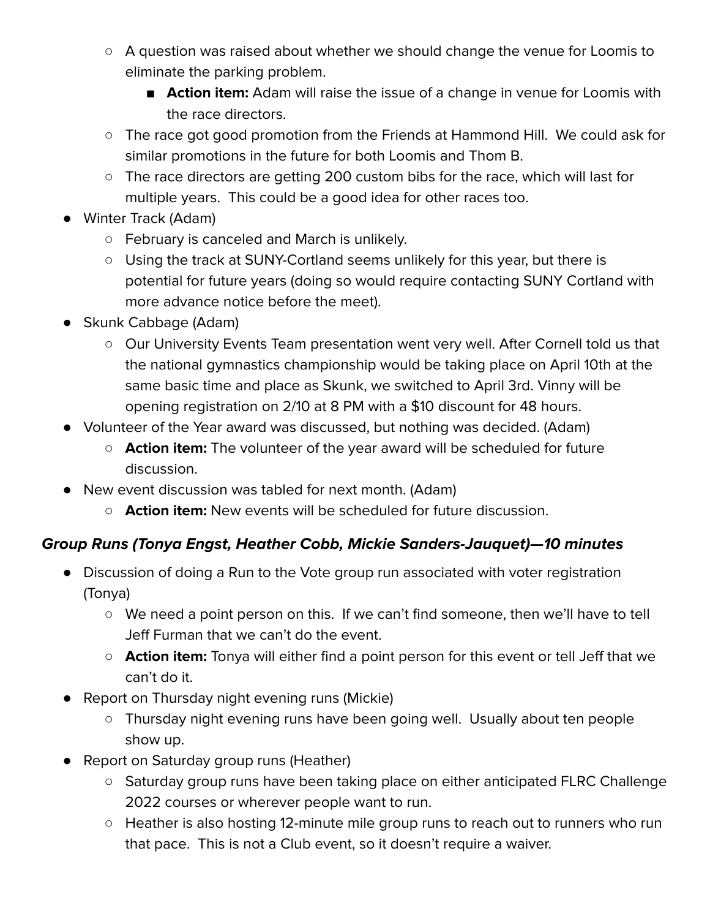- A question was raised about whether we should change the venue for Loomis to eliminate the parking problem.
        - **Action item:** Adam will raise the issue of a change in venue for Loomis with the race directors.
    - The race got good promotion from the Friends at Hammond Hill. We could ask for similar promotions in the future for both Loomis and Thom B.
    - The race directors are getting 200 custom bibs for the race, which will last for multiple years. This could be a good idea for other races too.
- Winter Track (Adam)
    - February is canceled and March is unlikely.
    - Using the track at SUNY-Cortland seems unlikely for this year, but there is potential for future years (doing so would require contacting SUNY Cortland with more advance notice before the meet).
- Skunk Cabbage (Adam)
    - Our University Events Team presentation went very well. After Cornell told us that the national gymnastics championship would be taking place on April 10th at the same basic time and place as Skunk, we switched to April 3rd. Vinny will be opening registration on 2/10 at 8 PM with a $10 discount for 48 hours.
- Volunteer of the Year award was discussed, but nothing was decided. (Adam)
    - **Action item:** The volunteer of the year award will be scheduled for future discussion.
- New event discussion was tabled for next month. (Adam)
    - **Action item:** New events will be scheduled for future discussion.

### *Group Runs (Tonya Engst, Heather Cobb, Mickie Sanders-Jauquet)—10 minutes*

- Discussion of doing a Run to the Vote group run associated with voter registration (Tonya)
    - We need a point person on this. If we can't find someone, then we'll have to tell Jeff Furman that we can't do the event.
    - **Action item:** Tonya will either find a point person for this event or tell Jeff that we can't do it.
- Report on Thursday night evening runs (Mickie)
    - Thursday night evening runs have been going well. Usually about ten people show up.
- Report on Saturday group runs (Heather)
    - Saturday group runs have been taking place on either anticipated FLRC Challenge 2022 courses or wherever people want to run.
    - Heather is also hosting 12-minute mile group runs to reach out to runners who run that pace. This is not a Club event, so it doesn't require a waiver.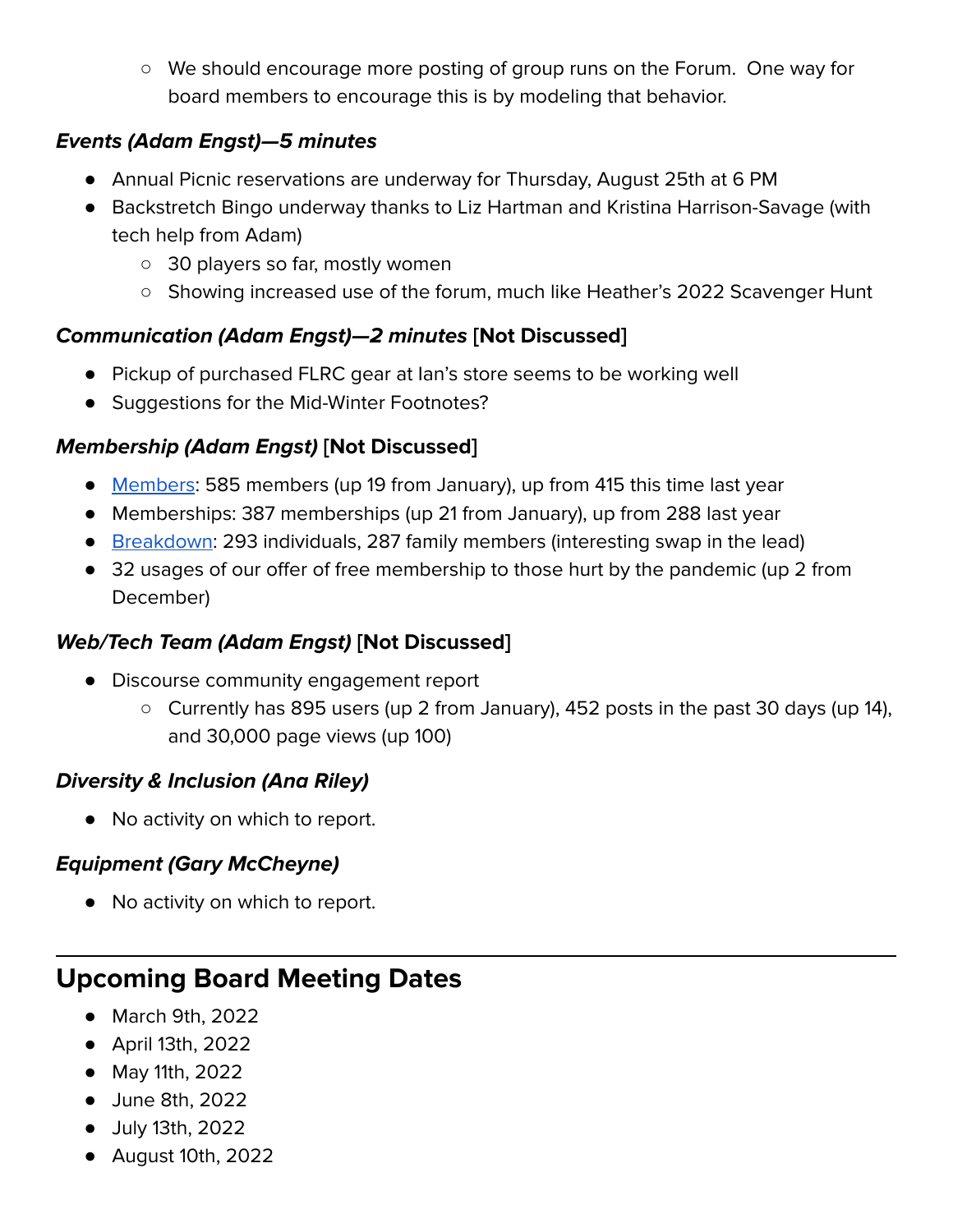- We should encourage more posting of group runs on the Forum. One way for board members to encourage this is by modeling that behavior.

### ***Events (Adam Engst)—5 minutes***

- Annual Picnic reservations are underway for Thursday, August 25th at 6 PM
- Backstretch Bingo underway thanks to Liz Hartman and Kristina Harrison-Savage (with tech help from Adam)
    - 30 players so far, mostly women
    - Showing increased use of the forum, much like Heather's 2022 Scavenger Hunt

### ***Communication (Adam Engst)—2 minutes* [Not Discussed]**

- Pickup of purchased FLRC gear at Ian's store seems to be working well
- Suggestions for the Mid-Winter Footnotes?

### ***Membership (Adam Engst)* [Not Discussed]**

- Members: 585 members (up 19 from January), up from 415 this time last year
- Memberships: 387 memberships (up 21 from January), up from 288 last year
- Breakdown: 293 individuals, 287 family members (interesting swap in the lead)
- 32 usages of our offer of free membership to those hurt by the pandemic (up 2 from December)

### ***Web/Tech Team (Adam Engst)* [Not Discussed]**

- Discourse community engagement report
    - Currently has 895 users (up 2 from January), 452 posts in the past 30 days (up 14), and 30,000 page views (up 100)

### ***Diversity & Inclusion (Ana Riley)***

- No activity on which to report.

### ***Equipment (Gary McCheyne)***

- No activity on which to report.

---

## Upcoming Board Meeting Dates

- March 9th, 2022
- April 13th, 2022
- May 11th, 2022
- June 8th, 2022
- July 13th, 2022
- August 10th, 2022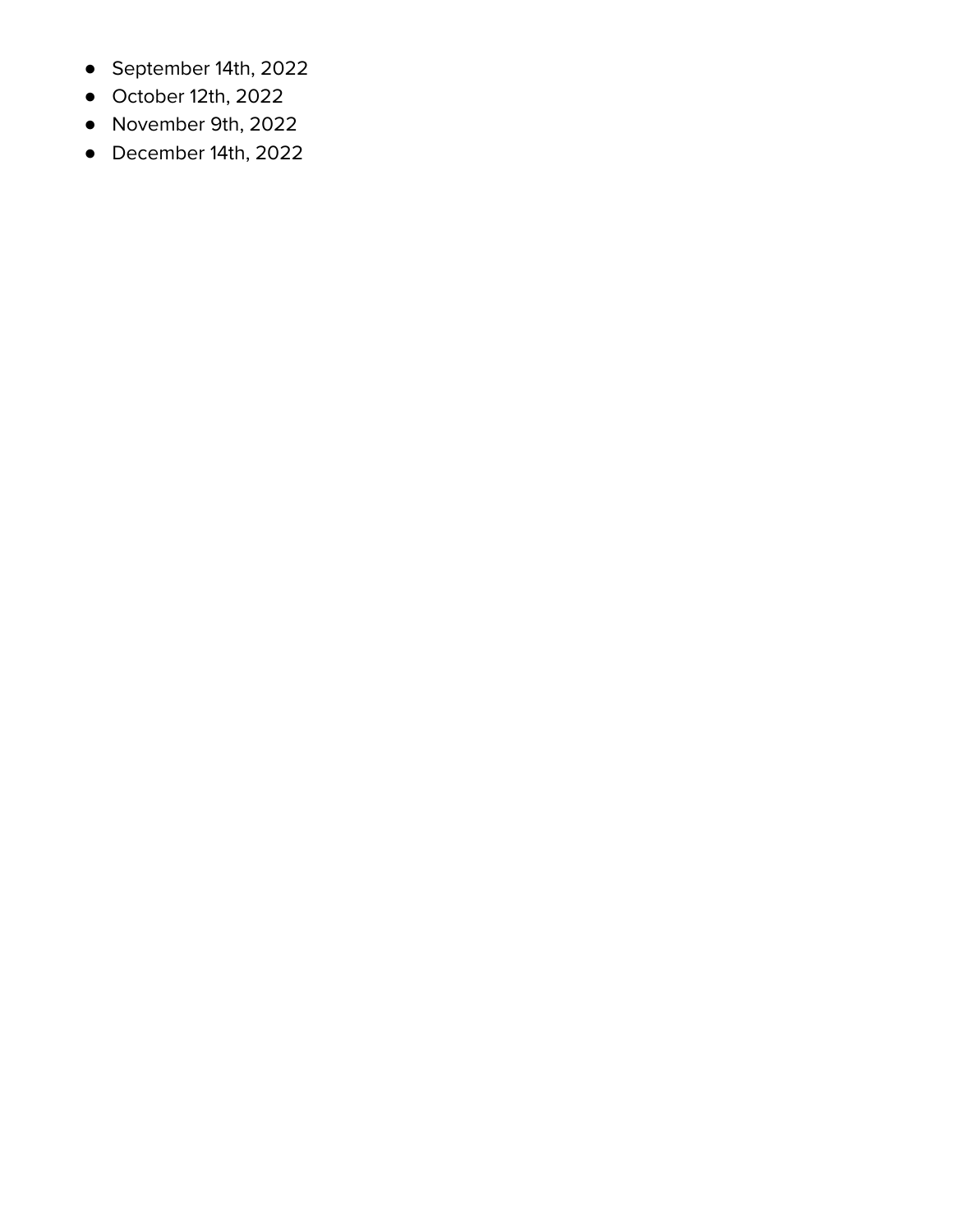- September 14th, 2022
- October 12th, 2022
- November 9th, 2022
- December 14th, 2022